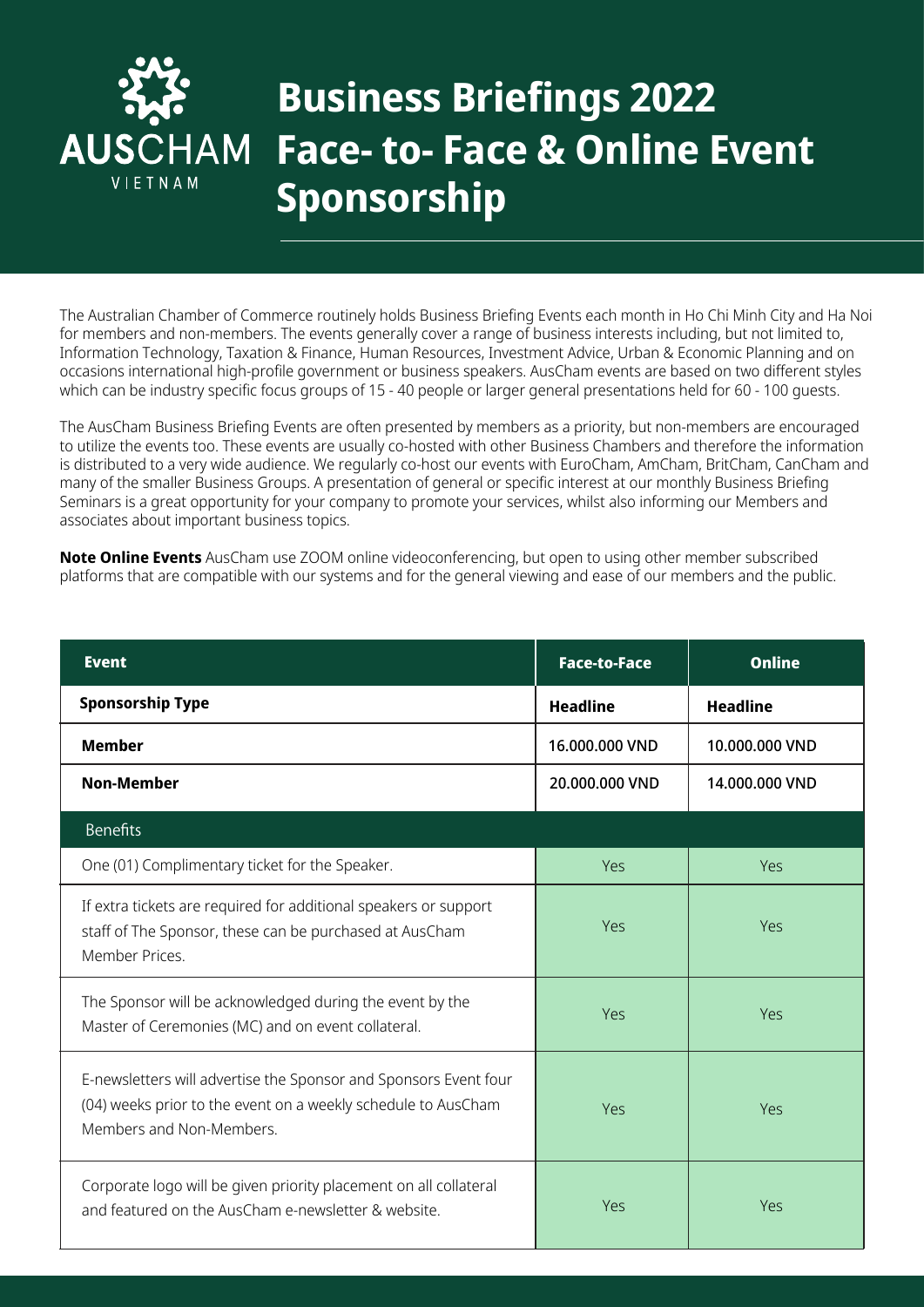# Business Briefings 2022 Face- to- Face & Online Event Sponsorship

The Australian Chamber of Commerce routinely holds Business Briefing Events each month in Ho Chi Minh City and Ha Noi for members and non-members. The events generally cover a range of business interests including, but not limited to, Information Technology, Taxation & Finance, Human Resources, Investment Advice, Urban & Economic Planning and on occasions international high-profile government or business speakers. AusCham events are based on two different styles which can be industry specific focus groups of 15 - 40 people or larger general presentations held for 60 - 100 guests.

The AusCham Business Briefing Events are often presented by members as a priority, but non-members are encouraged to utilize the events too. These events are usually co-hosted with other Business Chambers and therefore the information is distributed to a very wide audience. We regularly co-host our events with EuroCham, AmCham, BritCham, CanCham and many of the smaller Business Groups. A presentation of general or specific interest at our monthly Business Briefing Seminars is a great opportunity for your company to promote your services, whilst also informing our Members and associates about important business topics.

**Note Online Events** AusCham use ZOOM online videoconferencing, but open to using other member subscribed platforms that are compatible with our systems and for the general viewing and ease of our members and the public.

| Event | Face-to-Face | Online |
|---|---|---|
| **Sponsorship Type** | **Headline** | **Headline** |
| **Member** | 16.000.000 VND | 10.000.000 VND |
| **Non-Member** | 20.000.000 VND | 14.000.000 VND |
| Benefits | | |
| One (01) Complimentary ticket for the Speaker. | Yes | Yes |
| If extra tickets are required for additional speakers or support staff of The Sponsor, these can be purchased at AusCham Member Prices. | Yes | Yes |
| The Sponsor will be acknowledged during the event by the Master of Ceremonies (MC) and on event collateral. | Yes | Yes |
| E-newsletters will advertise the Sponsor and Sponsors Event four (04) weeks prior to the event on a weekly schedule to AusCham Members and Non-Members. | Yes | Yes |
| Corporate logo will be given priority placement on all collateral and featured on the AusCham e-newsletter & website. | Yes | Yes |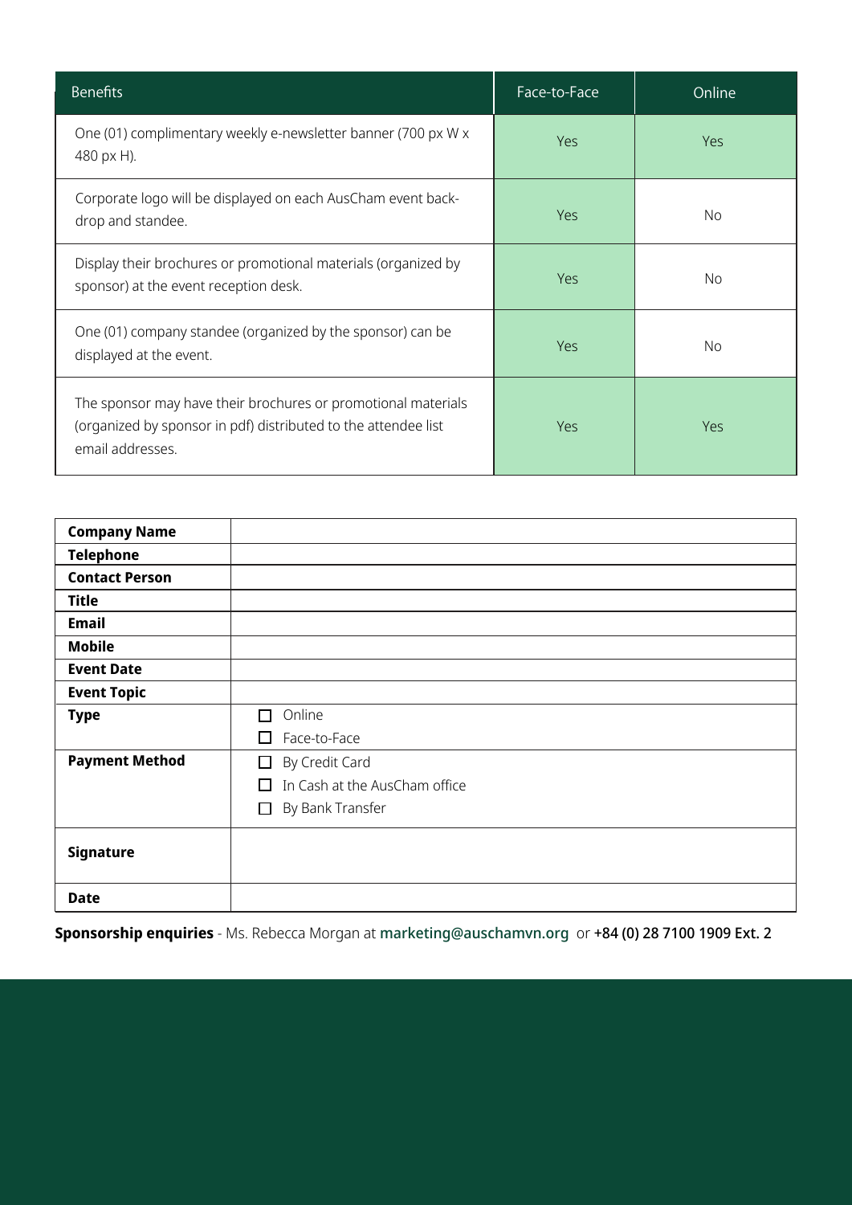| Benefits | Face-to-Face | Online |
|---|---|---|
| One (01) complimentary weekly e-newsletter banner (700 px W x 480 px H). | Yes | Yes |
| Corporate logo will be displayed on each AusCham event back-drop and standee. | Yes | No |
| Display their brochures or promotional materials (organized by sponsor) at the event reception desk. | Yes | No |
| One (01) company standee (organized by the sponsor) can be displayed at the event. | Yes | No |
| The sponsor may have their brochures or promotional materials (organized by sponsor in pdf) distributed to the attendee list email addresses. | Yes | Yes |

| | |
|---|---|
| **Company Name** | |
| **Telephone** | |
| **Contact Person** | |
| **Title** | |
| **Email** | |
| **Mobile** | |
| **Event Date** | |
| **Event Topic** | |
| **Type** | ☐ Online<br>☐ Face-to-Face |
| **Payment Method** | ☐ By Credit Card<br>☐ In Cash at the AusCham office<br>☐ By Bank Transfer |
| **Signature** | |
| **Date** | |

**Sponsorship enquiries** - Ms. Rebecca Morgan at marketing@auschamvn.org or +84 (0) 28 7100 1909 Ext. 2